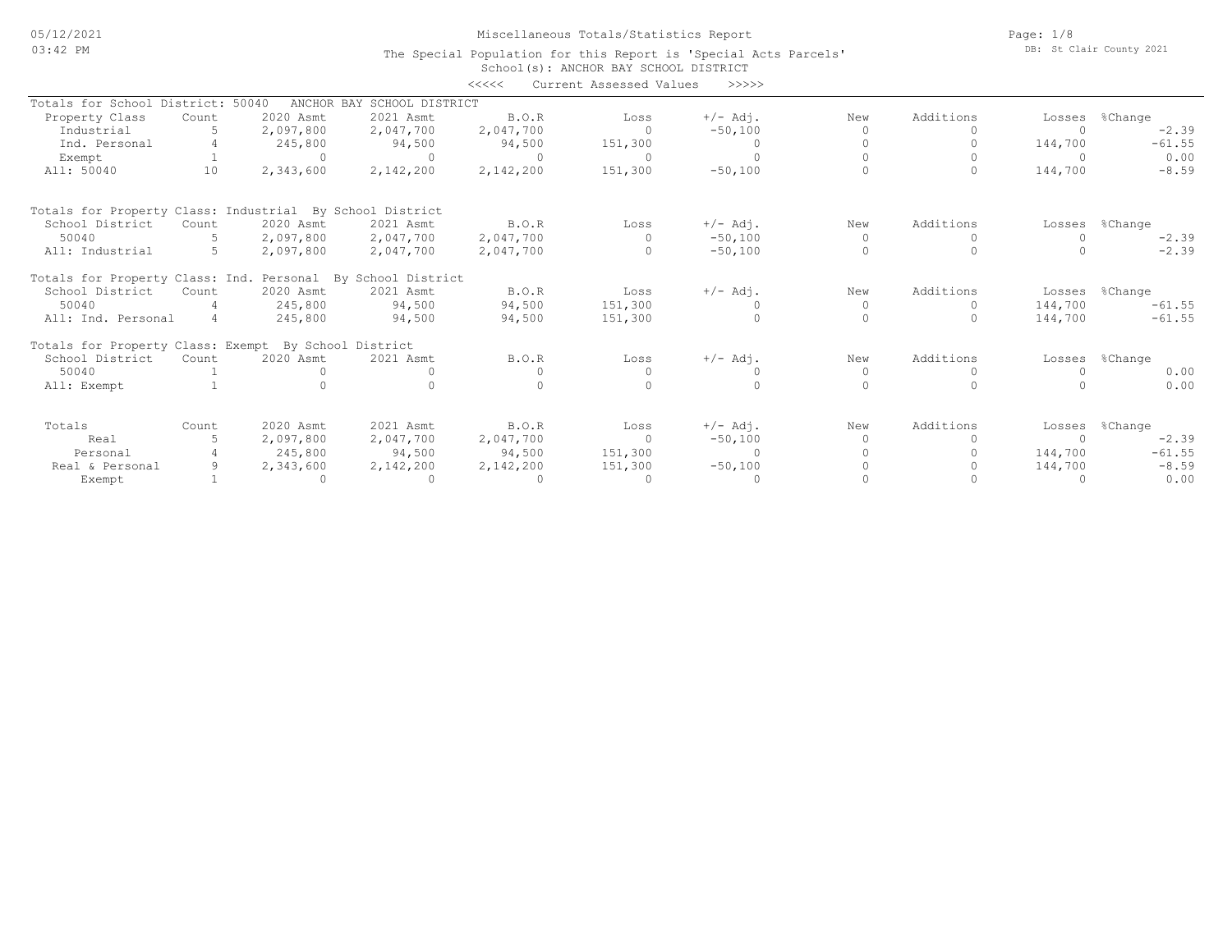05/12/2021
03:42 PM

# Miscellaneous Totals/Statistics Report

The Special Population for this Report is 'Special Acts Parcels'
School(s): ANCHOR BAY SCHOOL DISTRICT
<<<<< Current Assessed Values >>>>>

DB: St Clair County 2021

Totals for School District: 50040 ANCHOR BAY SCHOOL DISTRICT

| Property Class | Count | 2020 Asmt | 2021 Asmt | B.O.R | Loss | +/- Adj. | New | Additions | Losses | %Change |
|---|---|---|---|---|---|---|---|---|---|---|
| Industrial | 5 | 2,097,800 | 2,047,700 | 2,047,700 | 0 | -50,100 | 0 | 0 | 0 | -2.39 |
| Ind. Personal | 4 | 245,800 | 94,500 | 94,500 | 151,300 | 0 | 0 | 0 | 144,700 | -61.55 |
| Exempt | 1 | 0 | 0 | 0 | 0 | 0 | 0 | 0 | 0 | 0.00 |
| All: 50040 | 10 | 2,343,600 | 2,142,200 | 2,142,200 | 151,300 | -50,100 | 0 | 0 | 144,700 | -8.59 |

Totals for Property Class: Industrial By School District

| School District | Count | 2020 Asmt | 2021 Asmt | B.O.R | Loss | +/- Adj. | New | Additions | Losses | %Change |
|---|---|---|---|---|---|---|---|---|---|---|
| 50040 | 5 | 2,097,800 | 2,047,700 | 2,047,700 | 0 | -50,100 | 0 | 0 | 0 | -2.39 |
| All: Industrial | 5 | 2,097,800 | 2,047,700 | 2,047,700 | 0 | -50,100 | 0 | 0 | 0 | -2.39 |

Totals for Property Class: Ind. Personal By School District

| School District | Count | 2020 Asmt | 2021 Asmt | B.O.R | Loss | +/- Adj. | New | Additions | Losses | %Change |
|---|---|---|---|---|---|---|---|---|---|---|
| 50040 | 4 | 245,800 | 94,500 | 94,500 | 151,300 | 0 | 0 | 0 | 144,700 | -61.55 |
| All: Ind. Personal | 4 | 245,800 | 94,500 | 94,500 | 151,300 | 0 | 0 | 0 | 144,700 | -61.55 |

Totals for Property Class: Exempt By School District

| School District | Count | 2020 Asmt | 2021 Asmt | B.O.R | Loss | +/- Adj. | New | Additions | Losses | %Change |
|---|---|---|---|---|---|---|---|---|---|---|
| 50040 | 1 | 0 | 0 | 0 | 0 | 0 | 0 | 0 | 0 | 0.00 |
| All: Exempt | 1 | 0 | 0 | 0 | 0 | 0 | 0 | 0 | 0 | 0.00 |

| Totals | Count | 2020 Asmt | 2021 Asmt | B.O.R | Loss | +/- Adj. | New | Additions | Losses | %Change |
|---|---|---|---|---|---|---|---|---|---|---|
| Real | 5 | 2,097,800 | 2,047,700 | 2,047,700 | 0 | -50,100 | 0 | 0 | 0 | -2.39 |
| Personal | 4 | 245,800 | 94,500 | 94,500 | 151,300 | 0 | 0 | 0 | 144,700 | -61.55 |
| Real & Personal | 9 | 2,343,600 | 2,142,200 | 2,142,200 | 151,300 | -50,100 | 0 | 0 | 144,700 | -8.59 |
| Exempt | 1 | 0 | 0 | 0 | 0 | 0 | 0 | 0 | 0 | 0.00 |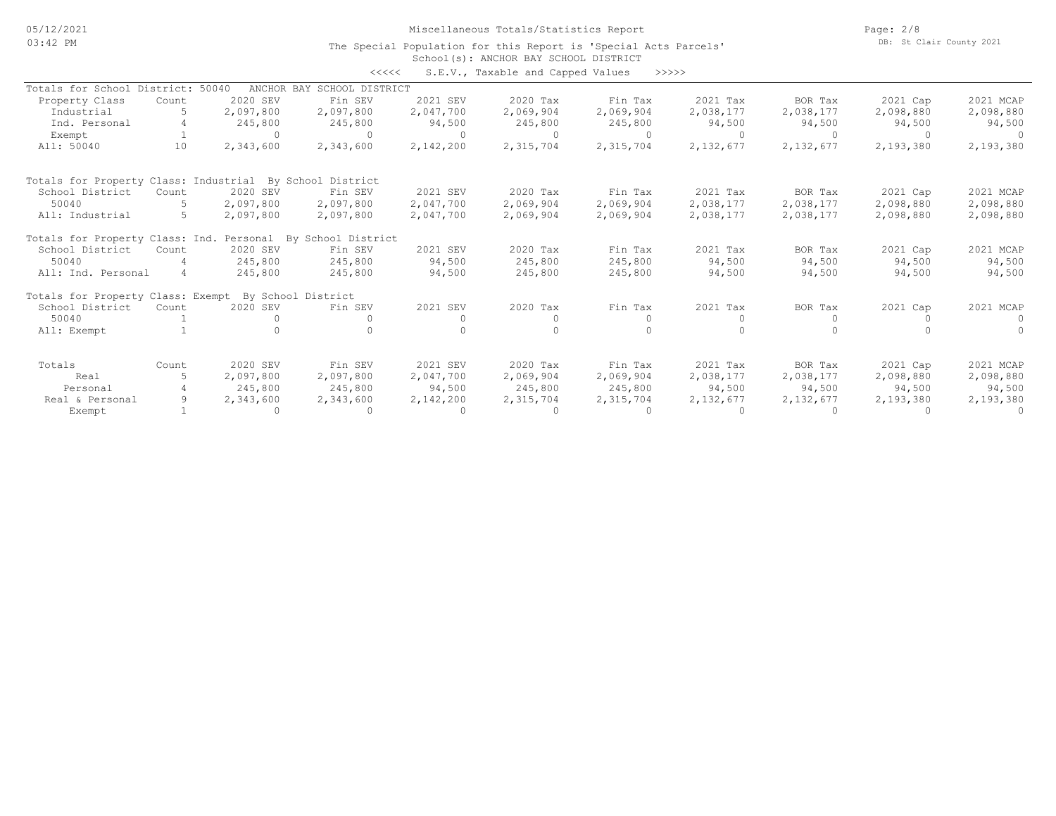# Miscellaneous Totals/Statistics Report

The Special Population for this Report is 'Special Acts Parcels'

School(s): ANCHOR BAY SCHOOL DISTRICT

<<<<< S.E.V., Taxable and Capped Values >>>>>

**Totals for School District: 50040 ANCHOR BAY SCHOOL DISTRICT**

| Property Class | Count | 2020 SEV | Fin SEV | 2021 SEV | 2020 Tax | Fin Tax | 2021 Tax | BOR Tax | 2021 Cap | 2021 MCAP |
|---|---|---|---|---|---|---|---|---|---|---|
| Industrial | 5 | 2,097,800 | 2,097,800 | 2,047,700 | 2,069,904 | 2,069,904 | 2,038,177 | 2,038,177 | 2,098,880 | 2,098,880 |
| Ind. Personal | 4 | 245,800 | 245,800 | 94,500 | 245,800 | 245,800 | 94,500 | 94,500 | 94,500 | 94,500 |
| Exempt | 1 | 0 | 0 | 0 | 0 | 0 | 0 | 0 | 0 | 0 |
| All: 50040 | 10 | 2,343,600 | 2,343,600 | 2,142,200 | 2,315,704 | 2,315,704 | 2,132,677 | 2,132,677 | 2,193,380 | 2,193,380 |

**Totals for Property Class: Industrial By School District**

| School District | Count | 2020 SEV | Fin SEV | 2021 SEV | 2020 Tax | Fin Tax | 2021 Tax | BOR Tax | 2021 Cap | 2021 MCAP |
|---|---|---|---|---|---|---|---|---|---|---|
| 50040 | 5 | 2,097,800 | 2,097,800 | 2,047,700 | 2,069,904 | 2,069,904 | 2,038,177 | 2,038,177 | 2,098,880 | 2,098,880 |
| All: Industrial | 5 | 2,097,800 | 2,097,800 | 2,047,700 | 2,069,904 | 2,069,904 | 2,038,177 | 2,038,177 | 2,098,880 | 2,098,880 |

**Totals for Property Class: Ind. Personal By School District**

| School District | Count | 2020 SEV | Fin SEV | 2021 SEV | 2020 Tax | Fin Tax | 2021 Tax | BOR Tax | 2021 Cap | 2021 MCAP |
|---|---|---|---|---|---|---|---|---|---|---|
| 50040 | 4 | 245,800 | 245,800 | 94,500 | 245,800 | 245,800 | 94,500 | 94,500 | 94,500 | 94,500 |
| All: Ind. Personal | 4 | 245,800 | 245,800 | 94,500 | 245,800 | 245,800 | 94,500 | 94,500 | 94,500 | 94,500 |

**Totals for Property Class: Exempt By School District**

| School District | Count | 2020 SEV | Fin SEV | 2021 SEV | 2020 Tax | Fin Tax | 2021 Tax | BOR Tax | 2021 Cap | 2021 MCAP |
|---|---|---|---|---|---|---|---|---|---|---|
| 50040 | 1 | 0 | 0 | 0 | 0 | 0 | 0 | 0 | 0 | 0 |
| All: Exempt | 1 | 0 | 0 | 0 | 0 | 0 | 0 | 0 | 0 | 0 |

| Totals | Count | 2020 SEV | Fin SEV | 2021 SEV | 2020 Tax | Fin Tax | 2021 Tax | BOR Tax | 2021 Cap | 2021 MCAP |
|---|---|---|---|---|---|---|---|---|---|---|
| Real | 5 | 2,097,800 | 2,097,800 | 2,047,700 | 2,069,904 | 2,069,904 | 2,038,177 | 2,038,177 | 2,098,880 | 2,098,880 |
| Personal | 4 | 245,800 | 245,800 | 94,500 | 245,800 | 245,800 | 94,500 | 94,500 | 94,500 | 94,500 |
| Real & Personal | 9 | 2,343,600 | 2,343,600 | 2,142,200 | 2,315,704 | 2,315,704 | 2,132,677 | 2,132,677 | 2,193,380 | 2,193,380 |
| Exempt | 1 | 0 | 0 | 0 | 0 | 0 | 0 | 0 | 0 | 0 |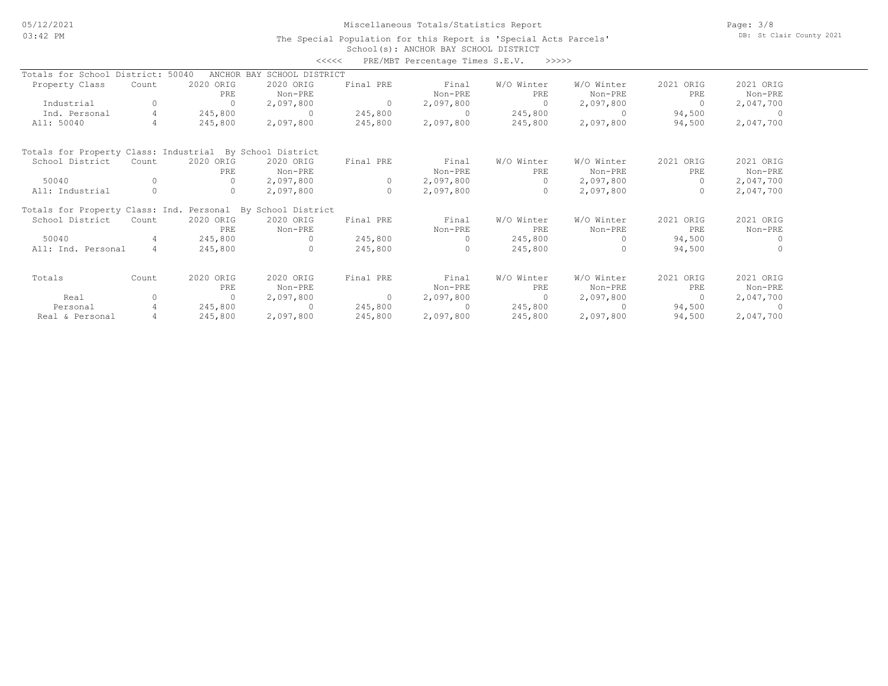Miscellaneous Totals/Statistics Report

The Special Population for this Report is 'Special Acts Parcels'

School(s): ANCHOR BAY SCHOOL DISTRICT

<<<<< PRE/MBT Percentage Times S.E.V. >>>>>

Totals for School District: 50040 ANCHOR BAY SCHOOL DISTRICT

| Property Class | Count | 2020 ORIG PRE | 2020 ORIG Non-PRE | Final PRE | Final Non-PRE | W/O Winter PRE | W/O Winter Non-PRE | 2021 ORIG PRE | 2021 ORIG Non-PRE |
|---|---|---|---|---|---|---|---|---|---|
| Industrial | 0 | 0 | 2,097,800 | 0 | 2,097,800 | 0 | 2,097,800 | 0 | 2,047,700 |
| Ind. Personal | 4 | 245,800 | 0 | 245,800 | 0 | 245,800 | 0 | 94,500 | 0 |
| All: 50040 | 4 | 245,800 | 2,097,800 | 245,800 | 2,097,800 | 245,800 | 2,097,800 | 94,500 | 2,047,700 |

Totals for Property Class: Industrial By School District

| School District | Count | 2020 ORIG PRE | 2020 ORIG Non-PRE | Final PRE | Final Non-PRE | W/O Winter PRE | W/O Winter Non-PRE | 2021 ORIG PRE | 2021 ORIG Non-PRE |
|---|---|---|---|---|---|---|---|---|---|
| 50040 | 0 | 0 | 2,097,800 | 0 | 2,097,800 | 0 | 2,097,800 | 0 | 2,047,700 |
| All: Industrial | 0 | 0 | 2,097,800 | 0 | 2,097,800 | 0 | 2,097,800 | 0 | 2,047,700 |

Totals for Property Class: Ind. Personal By School District

| School District | Count | 2020 ORIG PRE | 2020 ORIG Non-PRE | Final PRE | Final Non-PRE | W/O Winter PRE | W/O Winter Non-PRE | 2021 ORIG PRE | 2021 ORIG Non-PRE |
|---|---|---|---|---|---|---|---|---|---|
| 50040 | 4 | 245,800 | 0 | 245,800 | 0 | 245,800 | 0 | 94,500 | 0 |
| All: Ind. Personal | 4 | 245,800 | 0 | 245,800 | 0 | 245,800 | 0 | 94,500 | 0 |

| Totals | Count | 2020 ORIG PRE | 2020 ORIG Non-PRE | Final PRE | Final Non-PRE | W/O Winter PRE | W/O Winter Non-PRE | 2021 ORIG PRE | 2021 ORIG Non-PRE |
|---|---|---|---|---|---|---|---|---|---|
| Real | 0 | 0 | 2,097,800 | 0 | 2,097,800 | 0 | 2,097,800 | 0 | 2,047,700 |
| Personal | 4 | 245,800 | 0 | 245,800 | 0 | 245,800 | 0 | 94,500 | 0 |
| Real & Personal | 4 | 245,800 | 2,097,800 | 245,800 | 2,097,800 | 245,800 | 2,097,800 | 94,500 | 2,047,700 |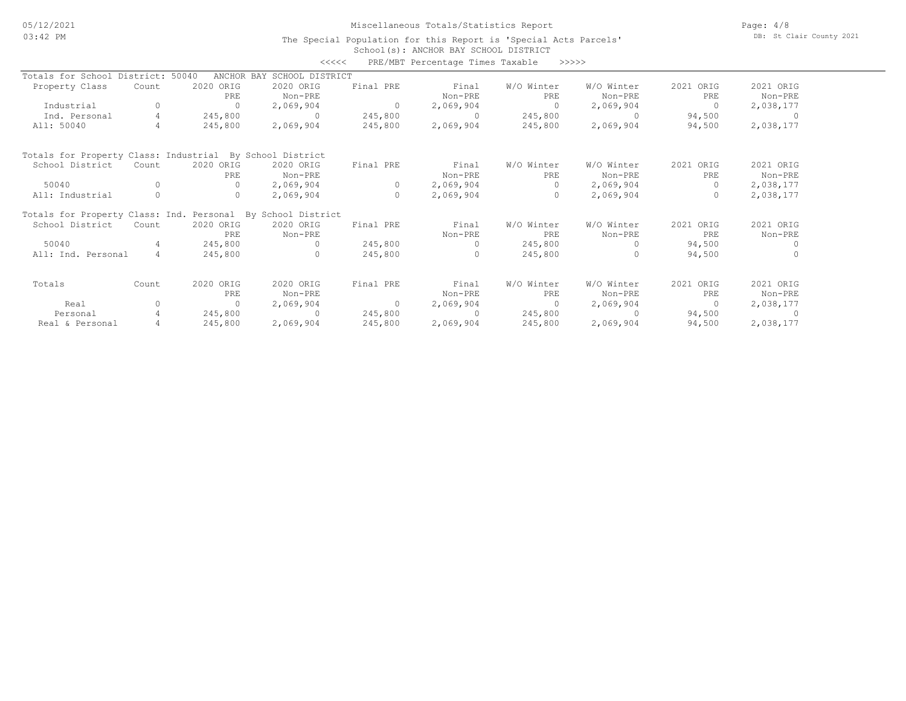Miscellaneous Totals/Statistics Report

The Special Population for this Report is 'Special Acts Parcels'

School(s): ANCHOR BAY SCHOOL DISTRICT

<<<<< PRE/MBT Percentage Times Taxable >>>>>

Totals for School District: 50040 ANCHOR BAY SCHOOL DISTRICT

| Property Class | Count | 2020 ORIG PRE | 2020 ORIG Non-PRE | Final PRE | Final Non-PRE | W/O Winter PRE | W/O Winter Non-PRE | 2021 ORIG PRE | 2021 ORIG Non-PRE |
|---|---|---|---|---|---|---|---|---|---|
| Industrial | 0 | 0 | 2,069,904 | 0 | 2,069,904 | 0 | 2,069,904 | 0 | 2,038,177 |
| Ind. Personal | 4 | 245,800 | 0 | 245,800 | 0 | 245,800 | 0 | 94,500 | 0 |
| All: 50040 | 4 | 245,800 | 2,069,904 | 245,800 | 2,069,904 | 245,800 | 2,069,904 | 94,500 | 2,038,177 |

Totals for Property Class: Industrial By School District

| School District | Count | 2020 ORIG PRE | 2020 ORIG Non-PRE | Final PRE | Final Non-PRE | W/O Winter PRE | W/O Winter Non-PRE | 2021 ORIG PRE | 2021 ORIG Non-PRE |
|---|---|---|---|---|---|---|---|---|---|
| 50040 | 0 | 0 | 2,069,904 | 0 | 2,069,904 | 0 | 2,069,904 | 0 | 2,038,177 |
| All: Industrial | 0 | 0 | 2,069,904 | 0 | 2,069,904 | 0 | 2,069,904 | 0 | 2,038,177 |

Totals for Property Class: Ind. Personal By School District

| School District | Count | 2020 ORIG PRE | 2020 ORIG Non-PRE | Final PRE | Final Non-PRE | W/O Winter PRE | W/O Winter Non-PRE | 2021 ORIG PRE | 2021 ORIG Non-PRE |
|---|---|---|---|---|---|---|---|---|---|
| 50040 | 4 | 245,800 | 0 | 245,800 | 0 | 245,800 | 0 | 94,500 | 0 |
| All: Ind. Personal | 4 | 245,800 | 0 | 245,800 | 0 | 245,800 | 0 | 94,500 | 0 |

| Totals | Count | 2020 ORIG PRE | 2020 ORIG Non-PRE | Final PRE | Final Non-PRE | W/O Winter PRE | W/O Winter Non-PRE | 2021 ORIG PRE | 2021 ORIG Non-PRE |
|---|---|---|---|---|---|---|---|---|---|
| Real | 0 | 0 | 2,069,904 | 0 | 2,069,904 | 0 | 2,069,904 | 0 | 2,038,177 |
| Personal | 4 | 245,800 | 0 | 245,800 | 0 | 245,800 | 0 | 94,500 | 0 |
| Real & Personal | 4 | 245,800 | 2,069,904 | 245,800 | 2,069,904 | 245,800 | 2,069,904 | 94,500 | 2,038,177 |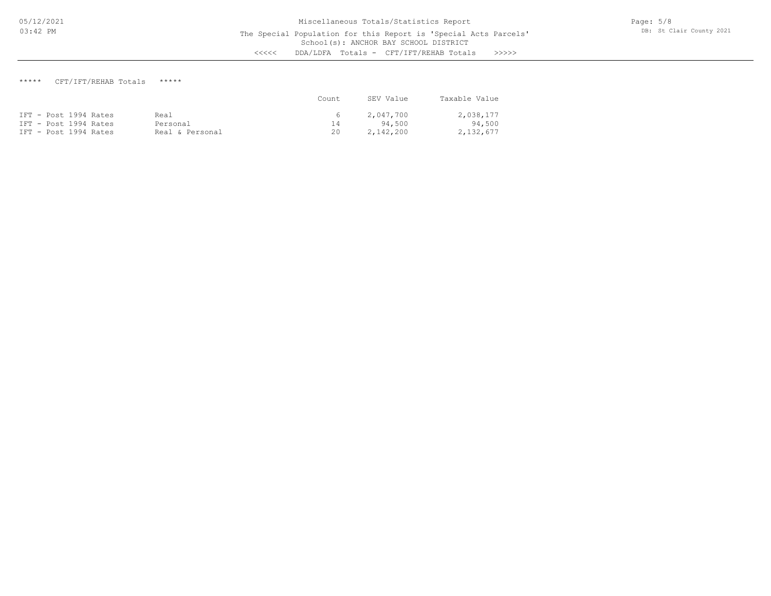Miscellaneous Totals/Statistics Report

The Special Population for this Report is 'Special Acts Parcels'

School(s): ANCHOR BAY SCHOOL DISTRICT

<<<<< DDA/LDFA Totals - CFT/IFT/REHAB Totals >>>>>

***** CFT/IFT/REHAB Totals *****

| | | Count | SEV Value | Taxable Value |
|---|---|---|---|---|
| IFT - Post 1994 Rates | Real | 6 | 2,047,700 | 2,038,177 |
| IFT - Post 1994 Rates | Personal | 14 | 94,500 | 94,500 |
| IFT - Post 1994 Rates | Real & Personal | 20 | 2,142,200 | 2,132,677 |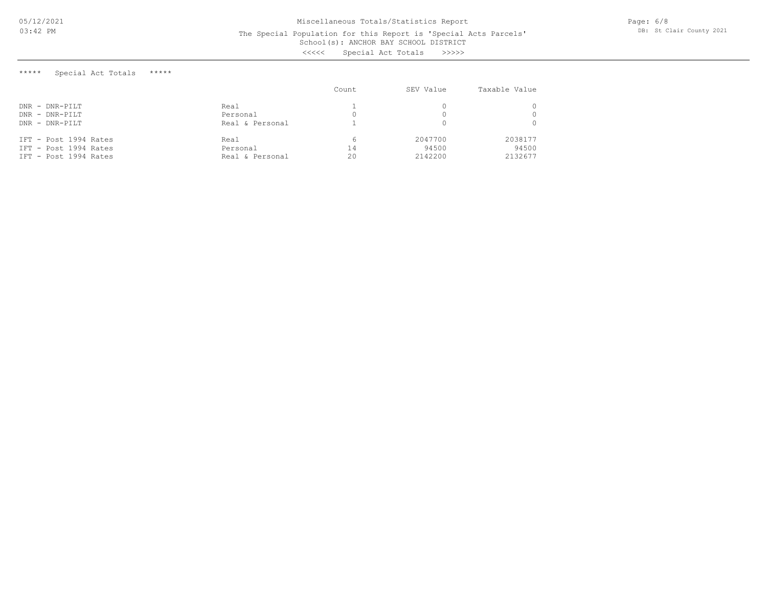# Miscellaneous Totals/Statistics Report

The Special Population for this Report is 'Special Acts Parcels'

School(s): ANCHOR BAY SCHOOL DISTRICT

<<<<< Special Act Totals >>>>>

## ***** Special Act Totals *****

| | | Count | SEV Value | Taxable Value |
|---|---|---|---|---|
| DNR - DNR-PILT | Real | 1 | 0 | 0 |
| DNR - DNR-PILT | Personal | 0 | 0 | 0 |
| DNR - DNR-PILT | Real & Personal | 1 | 0 | 0 |
| IFT - Post 1994 Rates | Real | 6 | 2047700 | 2038177 |
| IFT - Post 1994 Rates | Personal | 14 | 94500 | 94500 |
| IFT - Post 1994 Rates | Real & Personal | 20 | 2142200 | 2132677 |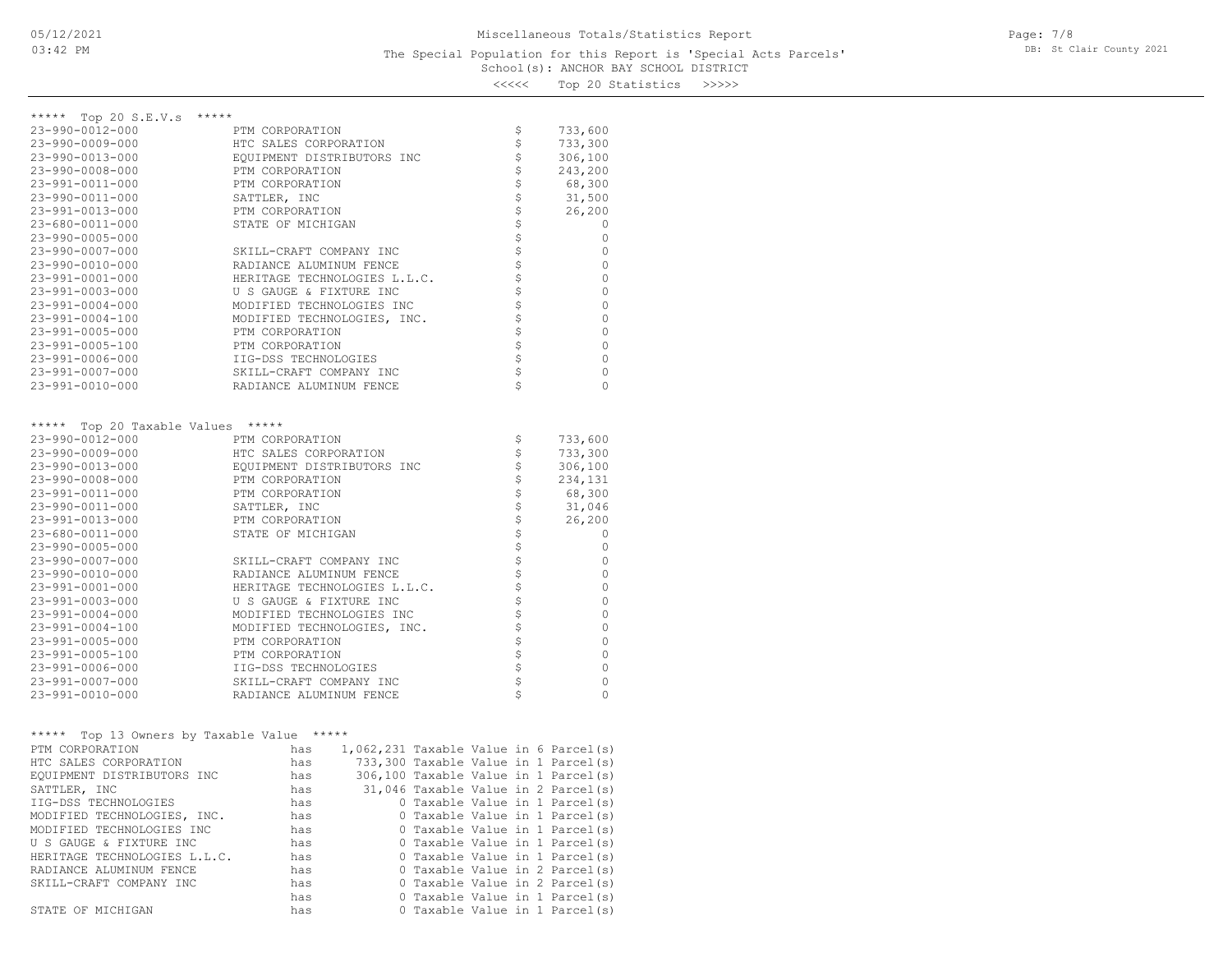Miscellaneous Totals/Statistics Report

The Special Population for this Report is 'Special Acts Parcels'

School(s): ANCHOR BAY SCHOOL DISTRICT

<<<<< Top 20 Statistics >>>>>

***** Top 20 S.E.V.s *****

| Parcel | Owner | | Value |
|---|---|---|---|
| 23-990-0012-000 | PTM CORPORATION | $ | 733,600 |
| 23-990-0009-000 | HTC SALES CORPORATION | $ | 733,300 |
| 23-990-0013-000 | EQUIPMENT DISTRIBUTORS INC | $ | 306,100 |
| 23-990-0008-000 | PTM CORPORATION | $ | 243,200 |
| 23-991-0011-000 | PTM CORPORATION | $ | 68,300 |
| 23-990-0011-000 | SATTLER, INC | $ | 31,500 |
| 23-991-0013-000 | PTM CORPORATION | $ | 26,200 |
| 23-680-0011-000 | STATE OF MICHIGAN | $ | 0 |
| 23-990-0005-000 | | $ | 0 |
| 23-990-0007-000 | SKILL-CRAFT COMPANY INC | $ | 0 |
| 23-990-0010-000 | RADIANCE ALUMINUM FENCE | $ | 0 |
| 23-991-0001-000 | HERITAGE TECHNOLOGIES L.L.C. | $ | 0 |
| 23-991-0003-000 | U S GAUGE & FIXTURE INC | $ | 0 |
| 23-991-0004-000 | MODIFIED TECHNOLOGIES INC | $ | 0 |
| 23-991-0004-100 | MODIFIED TECHNOLOGIES, INC. | $ | 0 |
| 23-991-0005-000 | PTM CORPORATION | $ | 0 |
| 23-991-0005-100 | PTM CORPORATION | $ | 0 |
| 23-991-0006-000 | IIG-DSS TECHNOLOGIES | $ | 0 |
| 23-991-0007-000 | SKILL-CRAFT COMPANY INC | $ | 0 |
| 23-991-0010-000 | RADIANCE ALUMINUM FENCE | $ | 0 |

***** Top 20 Taxable Values *****

| Parcel | Owner | | Value |
|---|---|---|---|
| 23-990-0012-000 | PTM CORPORATION | $ | 733,600 |
| 23-990-0009-000 | HTC SALES CORPORATION | $ | 733,300 |
| 23-990-0013-000 | EQUIPMENT DISTRIBUTORS INC | $ | 306,100 |
| 23-990-0008-000 | PTM CORPORATION | $ | 234,131 |
| 23-991-0011-000 | PTM CORPORATION | $ | 68,300 |
| 23-990-0011-000 | SATTLER, INC | $ | 31,046 |
| 23-991-0013-000 | PTM CORPORATION | $ | 26,200 |
| 23-680-0011-000 | STATE OF MICHIGAN | $ | 0 |
| 23-990-0005-000 | | $ | 0 |
| 23-990-0007-000 | SKILL-CRAFT COMPANY INC | $ | 0 |
| 23-990-0010-000 | RADIANCE ALUMINUM FENCE | $ | 0 |
| 23-991-0001-000 | HERITAGE TECHNOLOGIES L.L.C. | $ | 0 |
| 23-991-0003-000 | U S GAUGE & FIXTURE INC | $ | 0 |
| 23-991-0004-000 | MODIFIED TECHNOLOGIES INC | $ | 0 |
| 23-991-0004-100 | MODIFIED TECHNOLOGIES, INC. | $ | 0 |
| 23-991-0005-000 | PTM CORPORATION | $ | 0 |
| 23-991-0005-100 | PTM CORPORATION | $ | 0 |
| 23-991-0006-000 | IIG-DSS TECHNOLOGIES | $ | 0 |
| 23-991-0007-000 | SKILL-CRAFT COMPANY INC | $ | 0 |
| 23-991-0010-000 | RADIANCE ALUMINUM FENCE | $ | 0 |

***** Top 13 Owners by Taxable Value *****

| Owner | | Taxable Value | | Parcel(s) | |
|---|---|---|---|---|---|
| PTM CORPORATION | has | 1,062,231 | Taxable Value in | 6 | Parcel(s) |
| HTC SALES CORPORATION | has | 733,300 | Taxable Value in | 1 | Parcel(s) |
| EQUIPMENT DISTRIBUTORS INC | has | 306,100 | Taxable Value in | 1 | Parcel(s) |
| SATTLER, INC | has | 31,046 | Taxable Value in | 2 | Parcel(s) |
| IIG-DSS TECHNOLOGIES | has | 0 | Taxable Value in | 1 | Parcel(s) |
| MODIFIED TECHNOLOGIES, INC. | has | 0 | Taxable Value in | 1 | Parcel(s) |
| MODIFIED TECHNOLOGIES INC | has | 0 | Taxable Value in | 1 | Parcel(s) |
| U S GAUGE & FIXTURE INC | has | 0 | Taxable Value in | 1 | Parcel(s) |
| HERITAGE TECHNOLOGIES L.L.C. | has | 0 | Taxable Value in | 1 | Parcel(s) |
| RADIANCE ALUMINUM FENCE | has | 0 | Taxable Value in | 2 | Parcel(s) |
| SKILL-CRAFT COMPANY INC | has | 0 | Taxable Value in | 2 | Parcel(s) |
| | has | 0 | Taxable Value in | 1 | Parcel(s) |
| STATE OF MICHIGAN | has | 0 | Taxable Value in | 1 | Parcel(s) |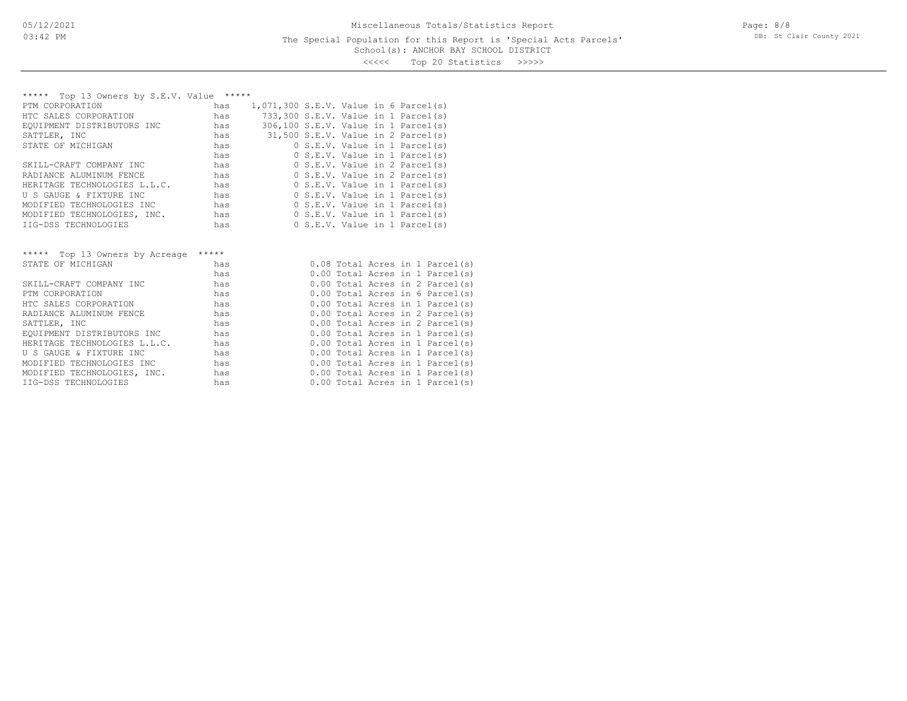Miscellaneous Totals/Statistics Report

The Special Population for this Report is 'Special Acts Parcels'

School(s): ANCHOR BAY SCHOOL DISTRICT

<<<<< Top 20 Statistics >>>>>

***** Top 13 Owners by S.E.V. Value *****

| | | |
|---|---|---|
| PTM CORPORATION | has | 1,071,300 S.E.V. Value in 6 Parcel(s) |
| HTC SALES CORPORATION | has | 733,300 S.E.V. Value in 1 Parcel(s) |
| EQUIPMENT DISTRIBUTORS INC | has | 306,100 S.E.V. Value in 1 Parcel(s) |
| SATTLER, INC | has | 31,500 S.E.V. Value in 2 Parcel(s) |
| STATE OF MICHIGAN | has | 0 S.E.V. Value in 1 Parcel(s) |
| | has | 0 S.E.V. Value in 1 Parcel(s) |
| SKILL-CRAFT COMPANY INC | has | 0 S.E.V. Value in 2 Parcel(s) |
| RADIANCE ALUMINUM FENCE | has | 0 S.E.V. Value in 2 Parcel(s) |
| HERITAGE TECHNOLOGIES L.L.C. | has | 0 S.E.V. Value in 1 Parcel(s) |
| U S GAUGE & FIXTURE INC | has | 0 S.E.V. Value in 1 Parcel(s) |
| MODIFIED TECHNOLOGIES INC | has | 0 S.E.V. Value in 1 Parcel(s) |
| MODIFIED TECHNOLOGIES, INC. | has | 0 S.E.V. Value in 1 Parcel(s) |
| IIG-DSS TECHNOLOGIES | has | 0 S.E.V. Value in 1 Parcel(s) |

***** Top 13 Owners by Acreage *****

| | | |
|---|---|---|
| STATE OF MICHIGAN | has | 0.08 Total Acres in 1 Parcel(s) |
| | has | 0.00 Total Acres in 1 Parcel(s) |
| SKILL-CRAFT COMPANY INC | has | 0.00 Total Acres in 2 Parcel(s) |
| PTM CORPORATION | has | 0.00 Total Acres in 6 Parcel(s) |
| HTC SALES CORPORATION | has | 0.00 Total Acres in 1 Parcel(s) |
| RADIANCE ALUMINUM FENCE | has | 0.00 Total Acres in 2 Parcel(s) |
| SATTLER, INC | has | 0.00 Total Acres in 2 Parcel(s) |
| EQUIPMENT DISTRIBUTORS INC | has | 0.00 Total Acres in 1 Parcel(s) |
| HERITAGE TECHNOLOGIES L.L.C. | has | 0.00 Total Acres in 1 Parcel(s) |
| U S GAUGE & FIXTURE INC | has | 0.00 Total Acres in 1 Parcel(s) |
| MODIFIED TECHNOLOGIES INC | has | 0.00 Total Acres in 1 Parcel(s) |
| MODIFIED TECHNOLOGIES, INC. | has | 0.00 Total Acres in 1 Parcel(s) |
| IIG-DSS TECHNOLOGIES | has | 0.00 Total Acres in 1 Parcel(s) |